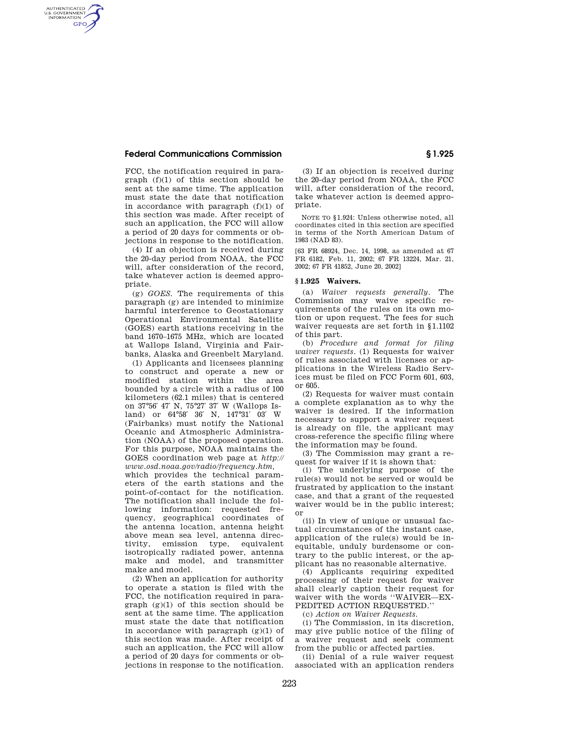FCC, the notification required in paragraph (f)(1) of this section should be sent at the same time. The application must state the date that notification in accordance with paragraph (f)(1) of this section was made. After receipt of such an application, the FCC will allow a period of 20 days for comments or objections in response to the notification.

(4) If an objection is received during the 20-day period from NOAA, the FCC will, after consideration of the record, take whatever action is deemed appropriate.

(g) *GOES*. The requirements of this paragraph (g) are intended to minimize harmful interference to Geostationary Operational Environmental Satellite (GOES) earth stations receiving in the band 1670–1675 MHz, which are located at Wallops Island, Virginia and Fairbanks, Alaska and Greenbelt Maryland.

(1) Applicants and licensees planning to construct and operate a new or modified station within the area bounded by a circle with a radius of 100 kilometers (62.1 miles) that is centered on 37°56′ 47′ N, 75°27′ 37′ W (Wallops Island) or 64°58′ 36′ N, 147°31′ 03′ W (Fairbanks) must notify the National Oceanic and Atmospheric Administration (NOAA) of the proposed operation. For this purpose, NOAA maintains the GOES coordination web page at *http://www.osd.noaa.gov/radio/frequency.htm*, which provides the technical parameters of the earth stations and the point-of-contact for the notification. The notification shall include the following information: requested frequency, geographical coordinates of the antenna location, antenna height above mean sea level, antenna directivity, emission type, equivalent isotropically radiated power, antenna make and model, and transmitter make and model.

(2) When an application for authority to operate a station is filed with the FCC, the notification required in paragraph (g)(1) of this section should be sent at the same time. The application must state the date that notification in accordance with paragraph (g)(1) of this section was made. After receipt of such an application, the FCC will allow a period of 20 days for comments or objections in response to the notification.

(3) If an objection is received during the 20-day period from NOAA, the FCC will, after consideration of the record, take whatever action is deemed appropriate.

NOTE TO §1.924: Unless otherwise noted, all coordinates cited in this section are specified in terms of the North American Datum of 1983 (NAD 83).

[63 FR 68924, Dec. 14, 1998, as amended at 67 FR 6182, Feb. 11, 2002; 67 FR 13224, Mar. 21, 2002; 67 FR 41852, June 20, 2002]

### § 1.925 Waivers.

(a) *Waiver requests generally*. The Commission may waive specific requirements of the rules on its own motion or upon request. The fees for such waiver requests are set forth in §1.1102 of this part.

(b) *Procedure and format for filing waiver requests*. (1) Requests for waiver of rules associated with licenses or applications in the Wireless Radio Services must be filed on FCC Form 601, 603, or 605.

(2) Requests for waiver must contain a complete explanation as to why the waiver is desired. If the information necessary to support a waiver request is already on file, the applicant may cross-reference the specific filing where the information may be found.

(3) The Commission may grant a request for waiver if it is shown that:

(i) The underlying purpose of the rule(s) would not be served or would be frustrated by application to the instant case, and that a grant of the requested waiver would be in the public interest; or

(ii) In view of unique or unusual factual circumstances of the instant case, application of the rule(s) would be inequitable, unduly burdensome or contrary to the public interest, or the applicant has no reasonable alternative.

(4) Applicants requiring expedited processing of their request for waiver shall clearly caption their request for waiver with the words ''WAIVER—EXPEDITED ACTION REQUESTED.''

(c) *Action on Waiver Requests*.

(i) The Commission, in its discretion, may give public notice of the filing of a waiver request and seek comment from the public or affected parties.

(ii) Denial of a rule waiver request associated with an application renders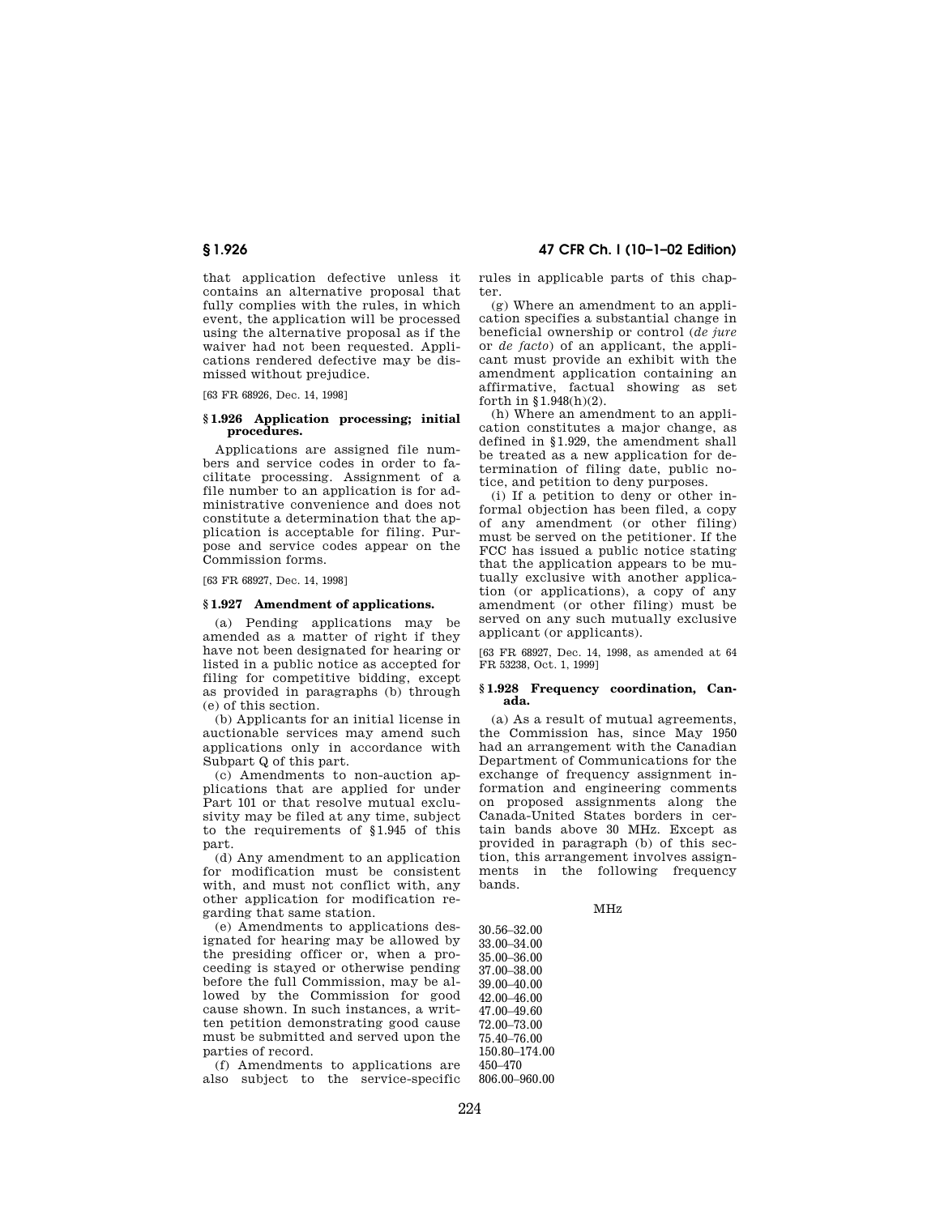that application defective unless it contains an alternative proposal that fully complies with the rules, in which event, the application will be processed using the alternative proposal as if the waiver had not been requested. Applications rendered defective may be dismissed without prejudice.

[63 FR 68926, Dec. 14, 1998]

### § 1.926 Application processing; initial procedures.

Applications are assigned file numbers and service codes in order to facilitate processing. Assignment of a file number to an application is for administrative convenience and does not constitute a determination that the application is acceptable for filing. Purpose and service codes appear on the Commission forms.

[63 FR 68927, Dec. 14, 1998]

### § 1.927 Amendment of applications.

(a) Pending applications may be amended as a matter of right if they have not been designated for hearing or listed in a public notice as accepted for filing for competitive bidding, except as provided in paragraphs (b) through (e) of this section.

(b) Applicants for an initial license in auctionable services may amend such applications only in accordance with Subpart Q of this part.

(c) Amendments to non-auction applications that are applied for under Part 101 or that resolve mutual exclusivity may be filed at any time, subject to the requirements of §1.945 of this part.

(d) Any amendment to an application for modification must be consistent with, and must not conflict with, any other application for modification regarding that same station.

(e) Amendments to applications designated for hearing may be allowed by the presiding officer or, when a proceeding is stayed or otherwise pending before the full Commission, may be allowed by the Commission for good cause shown. In such instances, a written petition demonstrating good cause must be submitted and served upon the parties of record.

(f) Amendments to applications are also subject to the service-specific rules in applicable parts of this chapter.

(g) Where an amendment to an application specifies a substantial change in beneficial ownership or control (*de jure* or *de facto*) of an applicant, the applicant must provide an exhibit with the amendment application containing an affirmative, factual showing as set forth in §1.948(h)(2).

(h) Where an amendment to an application constitutes a major change, as defined in §1.929, the amendment shall be treated as a new application for determination of filing date, public notice, and petition to deny purposes.

(i) If a petition to deny or other informal objection has been filed, a copy of any amendment (or other filing) must be served on the petitioner. If the FCC has issued a public notice stating that the application appears to be mutually exclusive with another application (or applications), a copy of any amendment (or other filing) must be served on any such mutually exclusive applicant (or applicants).

[63 FR 68927, Dec. 14, 1998, as amended at 64 FR 53238, Oct. 1, 1999]

### § 1.928 Frequency coordination, Canada.

(a) As a result of mutual agreements, the Commission has, since May 1950 had an arrangement with the Canadian Department of Communications for the exchange of frequency assignment information and engineering comments on proposed assignments along the Canada-United States borders in certain bands above 30 MHz. Except as provided in paragraph (b) of this section, this arrangement involves assignments in the following frequency bands.

MHz

30.56–32.00
33.00–34.00
35.00–36.00
37.00–38.00
39.00–40.00
42.00–46.00
47.00–49.60
72.00–73.00
75.40–76.00
150.80–174.00
450–470
806.00–960.00